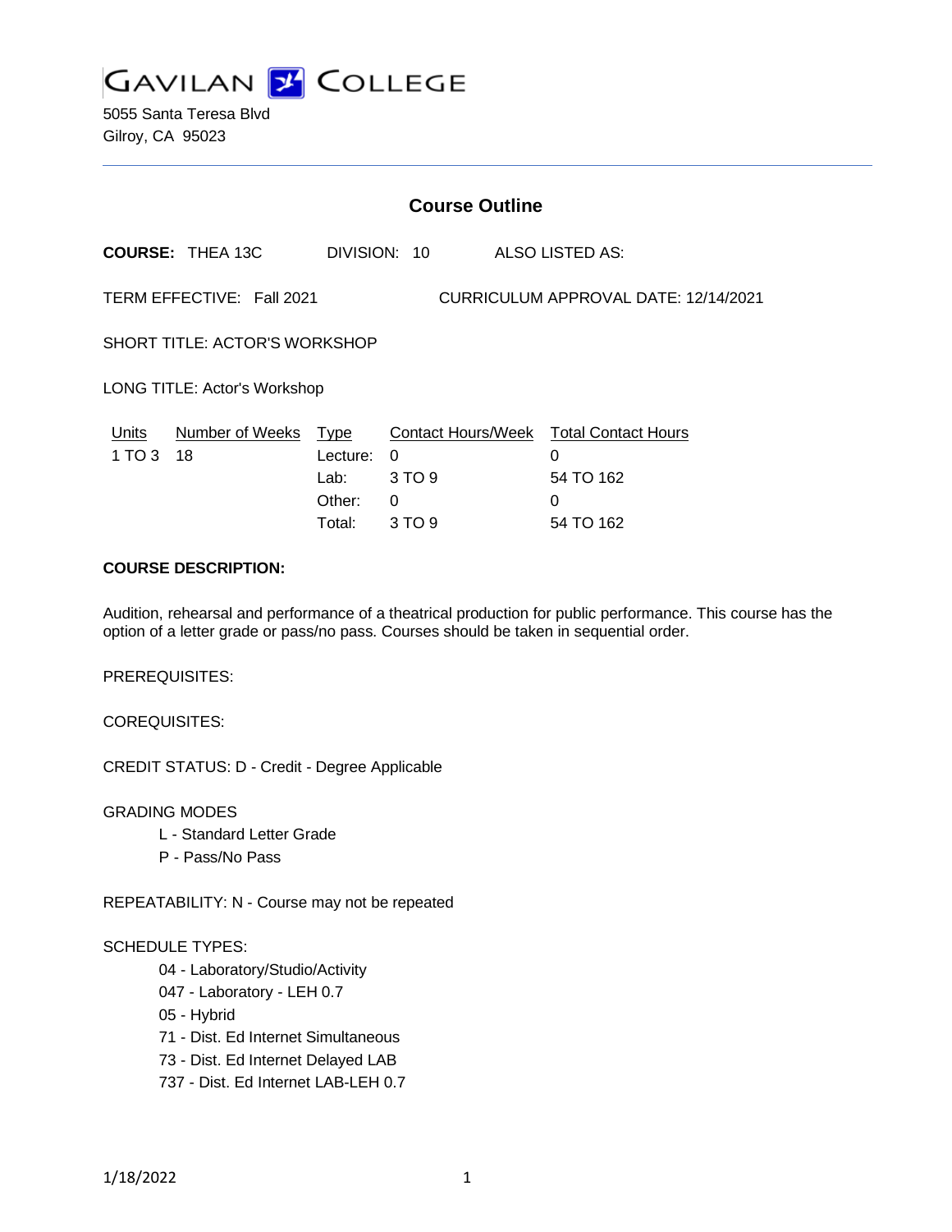GAVILAN COLLEGE

5055 Santa Teresa Blvd
Gilroy, CA 95023

## Course Outline

**COURSE:** THEA 13C DIVISION: 10 ALSO LISTED AS:

TERM EFFECTIVE: Fall 2021 CURRICULUM APPROVAL DATE: 12/14/2021

SHORT TITLE: ACTOR'S WORKSHOP

LONG TITLE: Actor's Workshop

| Units | Number of Weeks | Type | Contact Hours/Week | Total Contact Hours |
|---|---|---|---|---|
| 1 TO 3 | 18 | Lecture: | 0 | 0 |
| | | Lab: | 3 TO 9 | 54 TO 162 |
| | | Other: | 0 | 0 |
| | | Total: | 3 TO 9 | 54 TO 162 |

**COURSE DESCRIPTION:**

Audition, rehearsal and performance of a theatrical production for public performance. This course has the option of a letter grade or pass/no pass. Courses should be taken in sequential order.

PREREQUISITES:

COREQUISITES:

CREDIT STATUS: D - Credit - Degree Applicable

GRADING MODES

- L - Standard Letter Grade
- P - Pass/No Pass

REPEATABILITY: N - Course may not be repeated

SCHEDULE TYPES:

- 04 - Laboratory/Studio/Activity
- 047 - Laboratory - LEH 0.7
- 05 - Hybrid
- 71 - Dist. Ed Internet Simultaneous
- 73 - Dist. Ed Internet Delayed LAB
- 737 - Dist. Ed Internet LAB-LEH 0.7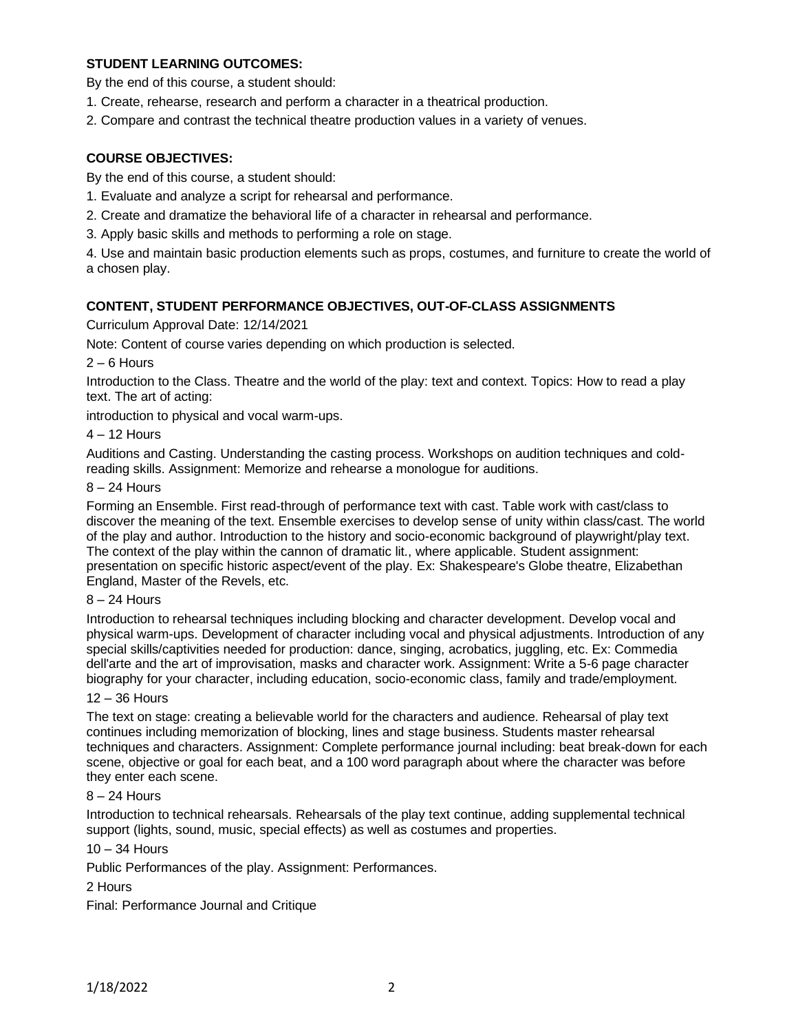**STUDENT LEARNING OUTCOMES:**

By the end of this course, a student should:

1. Create, rehearse, research and perform a character in a theatrical production.
2. Compare and contrast the technical theatre production values in a variety of venues.

**COURSE OBJECTIVES:**

By the end of this course, a student should:

1. Evaluate and analyze a script for rehearsal and performance.
2. Create and dramatize the behavioral life of a character in rehearsal and performance.
3. Apply basic skills and methods to performing a role on stage.
4. Use and maintain basic production elements such as props, costumes, and furniture to create the world of a chosen play.

**CONTENT, STUDENT PERFORMANCE OBJECTIVES, OUT-OF-CLASS ASSIGNMENTS**

Curriculum Approval Date: 12/14/2021

Note: Content of course varies depending on which production is selected.

2 – 6 Hours

Introduction to the Class. Theatre and the world of the play: text and context. Topics: How to read a play text. The art of acting:

introduction to physical and vocal warm-ups.

4 – 12 Hours

Auditions and Casting. Understanding the casting process. Workshops on audition techniques and cold-reading skills. Assignment: Memorize and rehearse a monologue for auditions.

8 – 24 Hours

Forming an Ensemble. First read-through of performance text with cast. Table work with cast/class to discover the meaning of the text. Ensemble exercises to develop sense of unity within class/cast. The world of the play and author. Introduction to the history and socio-economic background of playwright/play text. The context of the play within the cannon of dramatic lit., where applicable. Student assignment: presentation on specific historic aspect/event of the play. Ex: Shakespeare's Globe theatre, Elizabethan England, Master of the Revels, etc.

8 – 24 Hours

Introduction to rehearsal techniques including blocking and character development. Develop vocal and physical warm-ups. Development of character including vocal and physical adjustments. Introduction of any special skills/captivities needed for production: dance, singing, acrobatics, juggling, etc. Ex: Commedia dell'arte and the art of improvisation, masks and character work. Assignment: Write a 5-6 page character biography for your character, including education, socio-economic class, family and trade/employment.

12 – 36 Hours

The text on stage: creating a believable world for the characters and audience. Rehearsal of play text continues including memorization of blocking, lines and stage business. Students master rehearsal techniques and characters. Assignment: Complete performance journal including: beat break-down for each scene, objective or goal for each beat, and a 100 word paragraph about where the character was before they enter each scene.

8 – 24 Hours

Introduction to technical rehearsals. Rehearsals of the play text continue, adding supplemental technical support (lights, sound, music, special effects) as well as costumes and properties.

10 – 34 Hours

Public Performances of the play. Assignment: Performances.

2 Hours

Final: Performance Journal and Critique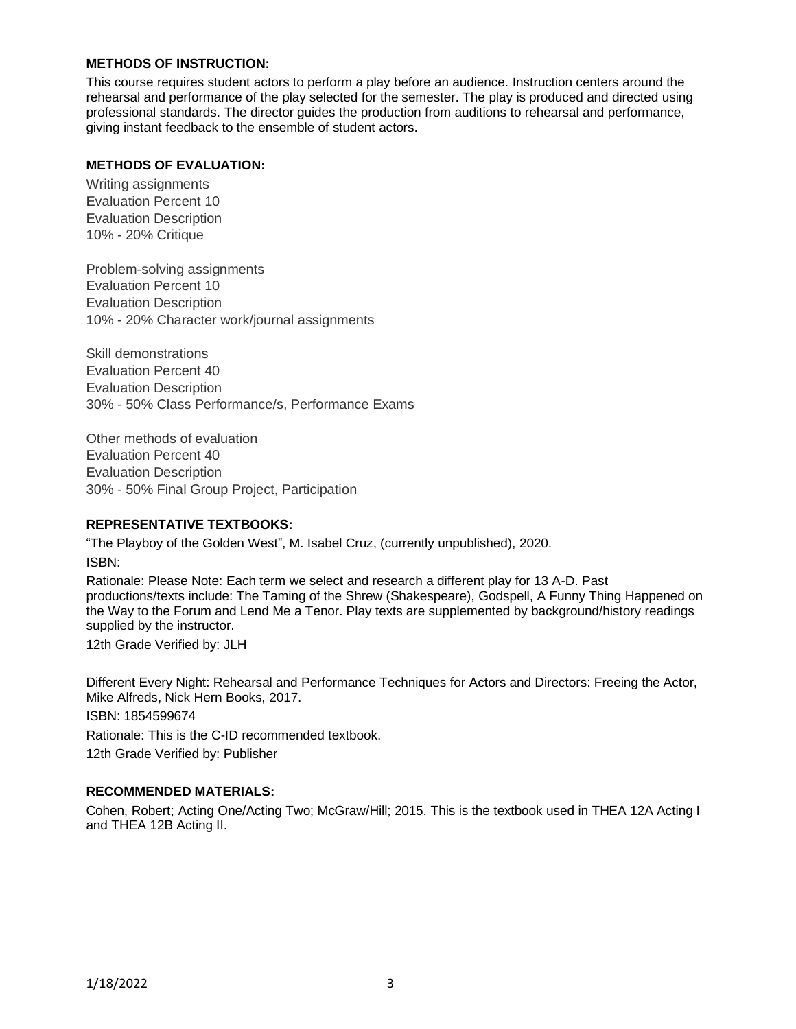**METHODS OF INSTRUCTION:**

This course requires student actors to perform a play before an audience. Instruction centers around the rehearsal and performance of the play selected for the semester. The play is produced and directed using professional standards. The director guides the production from auditions to rehearsal and performance, giving instant feedback to the ensemble of student actors.

**METHODS OF EVALUATION:**

Writing assignments
Evaluation Percent 10
Evaluation Description
10% - 20% Critique

Problem-solving assignments
Evaluation Percent 10
Evaluation Description
10% - 20% Character work/journal assignments

Skill demonstrations
Evaluation Percent 40
Evaluation Description
30% - 50% Class Performance/s, Performance Exams

Other methods of evaluation
Evaluation Percent 40
Evaluation Description
30% - 50% Final Group Project, Participation

**REPRESENTATIVE TEXTBOOKS:**

"The Playboy of the Golden West", M. Isabel Cruz, (currently unpublished), 2020.

ISBN:

Rationale: Please Note: Each term we select and research a different play for 13 A-D. Past productions/texts include: The Taming of the Shrew (Shakespeare), Godspell, A Funny Thing Happened on the Way to the Forum and Lend Me a Tenor. Play texts are supplemented by background/history readings supplied by the instructor.

12th Grade Verified by: JLH

Different Every Night: Rehearsal and Performance Techniques for Actors and Directors: Freeing the Actor, Mike Alfreds, Nick Hern Books, 2017.

ISBN: 1854599674

Rationale: This is the C-ID recommended textbook.

12th Grade Verified by: Publisher

**RECOMMENDED MATERIALS:**

Cohen, Robert; Acting One/Acting Two; McGraw/Hill; 2015. This is the textbook used in THEA 12A Acting I and THEA 12B Acting II.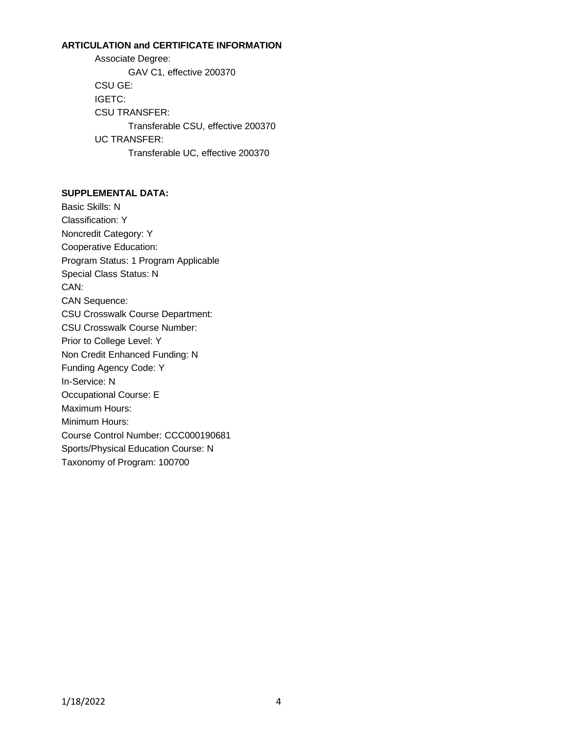**ARTICULATION and CERTIFICATE INFORMATION**

Associate Degree:

GAV C1, effective 200370

CSU GE:

IGETC:

CSU TRANSFER:

Transferable CSU, effective 200370

UC TRANSFER:

Transferable UC, effective 200370

**SUPPLEMENTAL DATA:**

Basic Skills: N
Classification: Y
Noncredit Category: Y
Cooperative Education:
Program Status: 1 Program Applicable
Special Class Status: N
CAN:
CAN Sequence:
CSU Crosswalk Course Department:
CSU Crosswalk Course Number:
Prior to College Level: Y
Non Credit Enhanced Funding: N
Funding Agency Code: Y
In-Service: N
Occupational Course: E
Maximum Hours:
Minimum Hours:
Course Control Number: CCC000190681
Sports/Physical Education Course: N
Taxonomy of Program: 100700